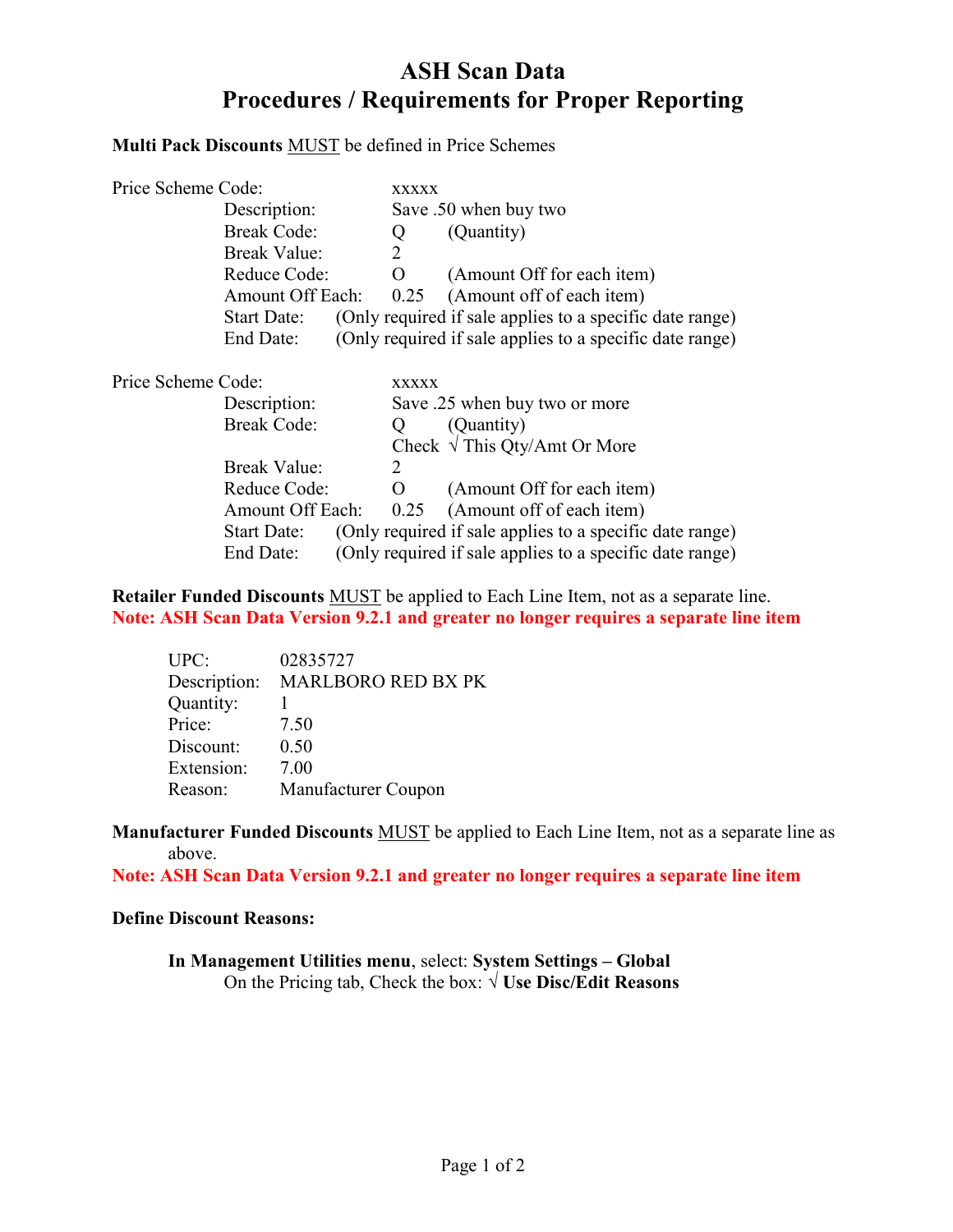# ASH Scan Data
# Procedures / Requirements for Proper Reporting

**Multi Pack Discounts** MUST be defined in Price Schemes

Price Scheme Code: xxxxx

- Description: Save .50 when buy two
- Break Code: Q (Quantity)
- Break Value: 2
- Reduce Code: O (Amount Off for each item)
- Amount Off Each: 0.25 (Amount off of each item)
- Start Date: (Only required if sale applies to a specific date range)
- End Date: (Only required if sale applies to a specific date range)

Price Scheme Code: xxxxx

- Description: Save .25 when buy two or more
- Break Code: Q (Quantity)
  - Check √ This Qty/Amt Or More
- Break Value: 2
- Reduce Code: O (Amount Off for each item)
- Amount Off Each: 0.25 (Amount off of each item)
- Start Date: (Only required if sale applies to a specific date range)
- End Date: (Only required if sale applies to a specific date range)

**Retailer Funded Discounts** MUST be applied to Each Line Item, not as a separate line.
**Note: ASH Scan Data Version 9.2.1 and greater no longer requires a separate line item**

| | |
|---|---|
| UPC: | 02835727 |
| Description: | MARLBORO RED BX PK |
| Quantity: | 1 |
| Price: | 7.50 |
| Discount: | 0.50 |
| Extension: | 7.00 |
| Reason: | Manufacturer Coupon |

**Manufacturer Funded Discounts** MUST be applied to Each Line Item, not as a separate line as above.
**Note: ASH Scan Data Version 9.2.1 and greater no longer requires a separate line item**

**Define Discount Reasons:**

**In Management Utilities menu**, select: **System Settings – Global**
On the Pricing tab, Check the box: √ **Use Disc/Edit Reasons**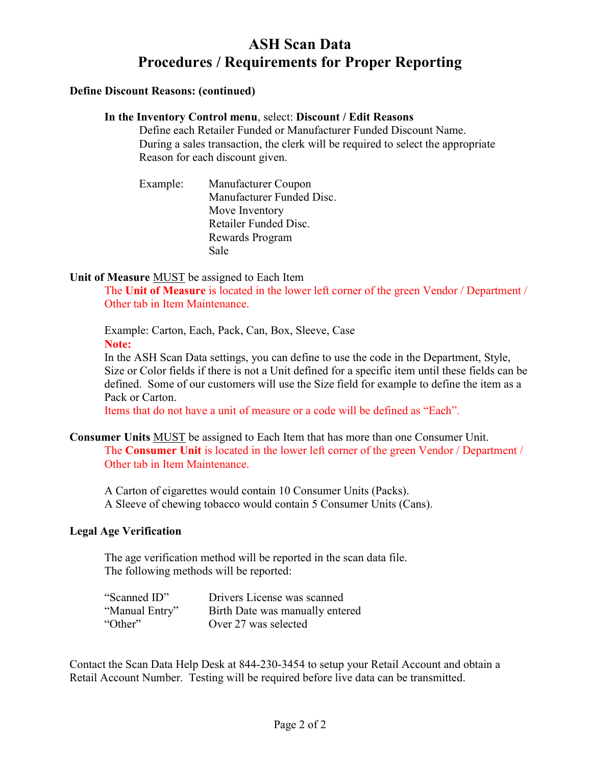# ASH Scan Data
# Procedures / Requirements for Proper Reporting

**Define Discount Reasons: (continued)**

**In the Inventory Control menu**, select: **Discount / Edit Reasons**

Define each Retailer Funded or Manufacturer Funded Discount Name.
During a sales transaction, the clerk will be required to select the appropriate Reason for each discount given.

Example:
- Manufacturer Coupon
- Manufacturer Funded Disc.
- Move Inventory
- Retailer Funded Disc.
- Rewards Program
- Sale

**Unit of Measure** MUST be assigned to Each Item

The **Unit of Measure** is located in the lower left corner of the green Vendor / Department / Other tab in Item Maintenance.

Example: Carton, Each, Pack, Can, Box, Sleeve, Case

**Note:**

In the ASH Scan Data settings, you can define to use the code in the Department, Style, Size or Color fields if there is not a Unit defined for a specific item until these fields can be defined. Some of our customers will use the Size field for example to define the item as a Pack or Carton.

Items that do not have a unit of measure or a code will be defined as "Each".

**Consumer Units** MUST be assigned to Each Item that has more than one Consumer Unit.

The **Consumer Unit** is located in the lower left corner of the green Vendor / Department / Other tab in Item Maintenance.

A Carton of cigarettes would contain 10 Consumer Units (Packs).
A Sleeve of chewing tobacco would contain 5 Consumer Units (Cans).

**Legal Age Verification**

The age verification method will be reported in the scan data file.
The following methods will be reported:

| | |
|---|---|
| "Scanned ID" | Drivers License was scanned |
| "Manual Entry" | Birth Date was manually entered |
| "Other" | Over 27 was selected |

Contact the Scan Data Help Desk at 844-230-3454 to setup your Retail Account and obtain a Retail Account Number. Testing will be required before live data can be transmitted.